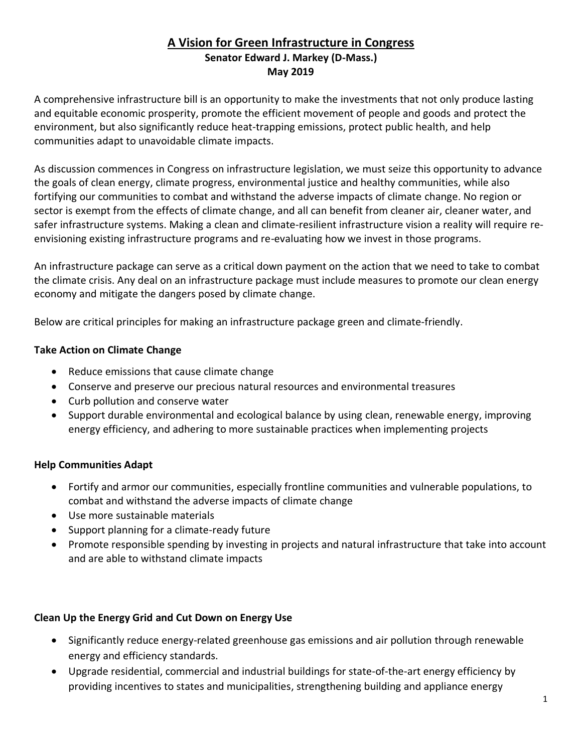# A Vision for Green Infrastructure in Congress

**Senator Edward J. Markey (D-Mass.)**
**May 2019**

A comprehensive infrastructure bill is an opportunity to make the investments that not only produce lasting and equitable economic prosperity, promote the efficient movement of people and goods and protect the environment, but also significantly reduce heat-trapping emissions, protect public health, and help communities adapt to unavoidable climate impacts.

As discussion commences in Congress on infrastructure legislation, we must seize this opportunity to advance the goals of clean energy, climate progress, environmental justice and healthy communities, while also fortifying our communities to combat and withstand the adverse impacts of climate change. No region or sector is exempt from the effects of climate change, and all can benefit from cleaner air, cleaner water, and safer infrastructure systems. Making a clean and climate-resilient infrastructure vision a reality will require re-envisioning existing infrastructure programs and re-evaluating how we invest in those programs.

An infrastructure package can serve as a critical down payment on the action that we need to take to combat the climate crisis. Any deal on an infrastructure package must include measures to promote our clean energy economy and mitigate the dangers posed by climate change.

Below are critical principles for making an infrastructure package green and climate-friendly.

### Take Action on Climate Change

- Reduce emissions that cause climate change
- Conserve and preserve our precious natural resources and environmental treasures
- Curb pollution and conserve water
- Support durable environmental and ecological balance by using clean, renewable energy, improving energy efficiency, and adhering to more sustainable practices when implementing projects

### Help Communities Adapt

- Fortify and armor our communities, especially frontline communities and vulnerable populations, to combat and withstand the adverse impacts of climate change
- Use more sustainable materials
- Support planning for a climate-ready future
- Promote responsible spending by investing in projects and natural infrastructure that take into account and are able to withstand climate impacts

### Clean Up the Energy Grid and Cut Down on Energy Use

- Significantly reduce energy-related greenhouse gas emissions and air pollution through renewable energy and efficiency standards.
- Upgrade residential, commercial and industrial buildings for state-of-the-art energy efficiency by providing incentives to states and municipalities, strengthening building and appliance energy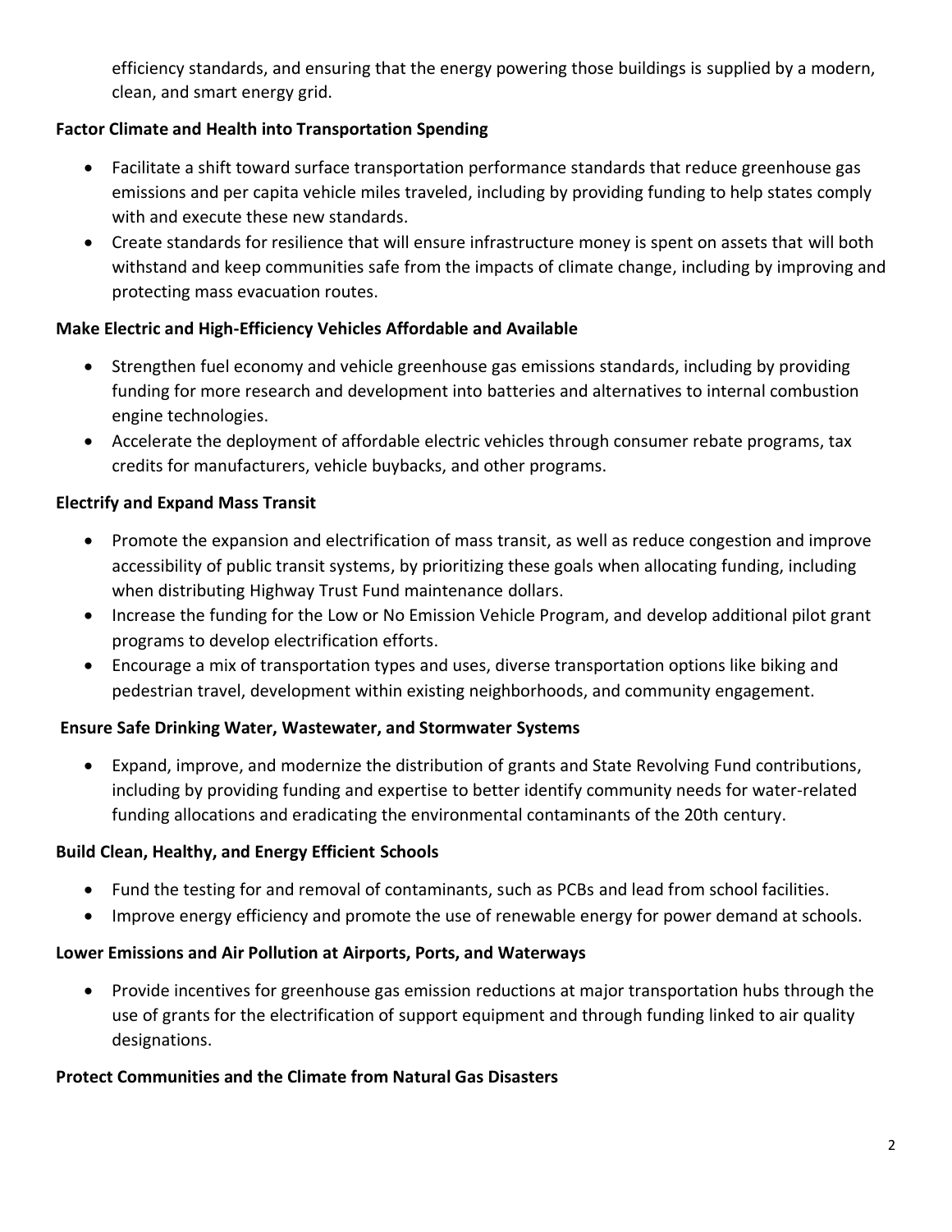efficiency standards, and ensuring that the energy powering those buildings is supplied by a modern, clean, and smart energy grid.

**Factor Climate and Health into Transportation Spending**

- Facilitate a shift toward surface transportation performance standards that reduce greenhouse gas emissions and per capita vehicle miles traveled, including by providing funding to help states comply with and execute these new standards.
- Create standards for resilience that will ensure infrastructure money is spent on assets that will both withstand and keep communities safe from the impacts of climate change, including by improving and protecting mass evacuation routes.

**Make Electric and High-Efficiency Vehicles Affordable and Available**

- Strengthen fuel economy and vehicle greenhouse gas emissions standards, including by providing funding for more research and development into batteries and alternatives to internal combustion engine technologies.
- Accelerate the deployment of affordable electric vehicles through consumer rebate programs, tax credits for manufacturers, vehicle buybacks, and other programs.

**Electrify and Expand Mass Transit**

- Promote the expansion and electrification of mass transit, as well as reduce congestion and improve accessibility of public transit systems, by prioritizing these goals when allocating funding, including when distributing Highway Trust Fund maintenance dollars.
- Increase the funding for the Low or No Emission Vehicle Program, and develop additional pilot grant programs to develop electrification efforts.
- Encourage a mix of transportation types and uses, diverse transportation options like biking and pedestrian travel, development within existing neighborhoods, and community engagement.

**Ensure Safe Drinking Water, Wastewater, and Stormwater Systems**

- Expand, improve, and modernize the distribution of grants and State Revolving Fund contributions, including by providing funding and expertise to better identify community needs for water-related funding allocations and eradicating the environmental contaminants of the 20th century.

**Build Clean, Healthy, and Energy Efficient Schools**

- Fund the testing for and removal of contaminants, such as PCBs and lead from school facilities.
- Improve energy efficiency and promote the use of renewable energy for power demand at schools.

**Lower Emissions and Air Pollution at Airports, Ports, and Waterways**

- Provide incentives for greenhouse gas emission reductions at major transportation hubs through the use of grants for the electrification of support equipment and through funding linked to air quality designations.

**Protect Communities and the Climate from Natural Gas Disasters**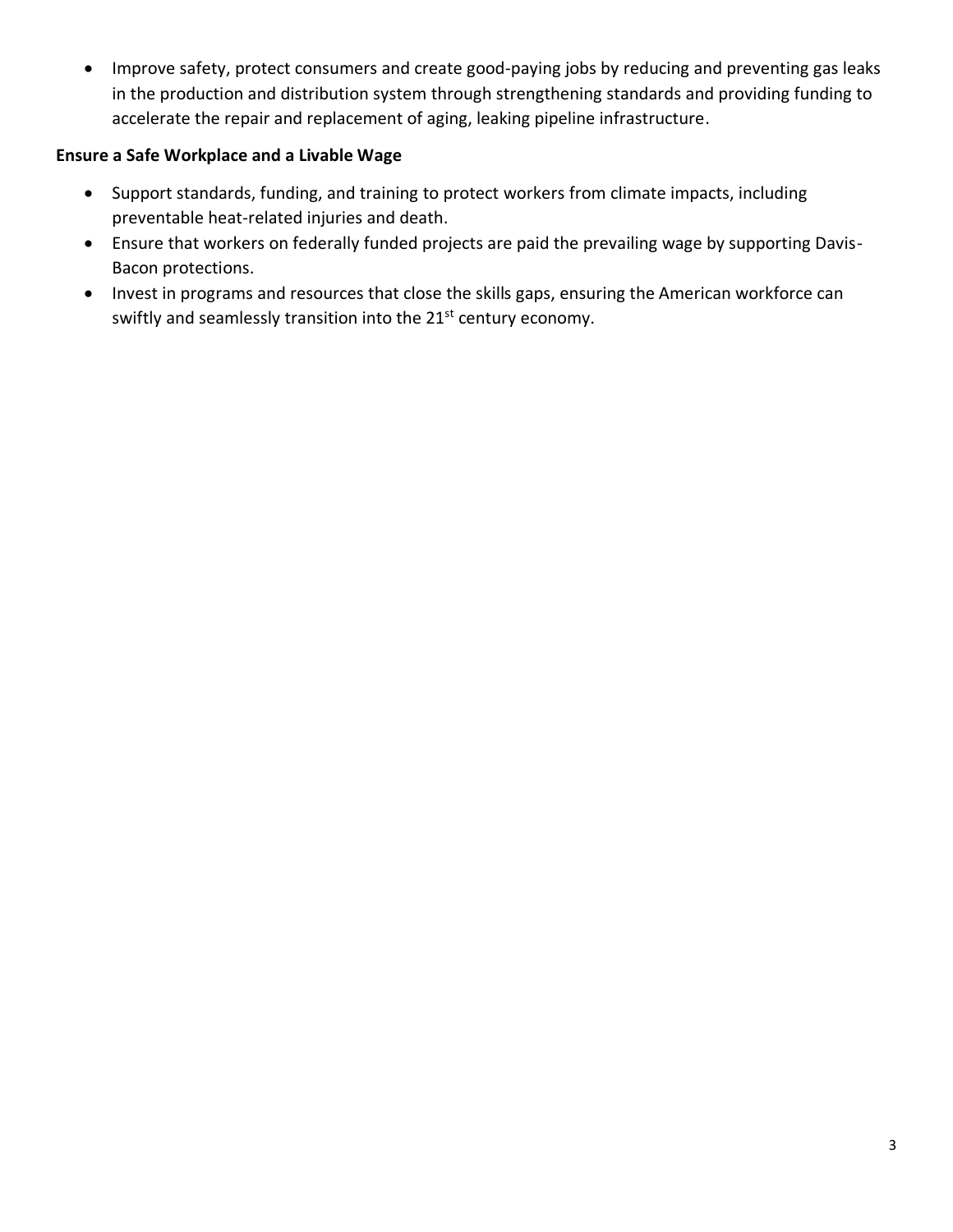- Improve safety, protect consumers and create good-paying jobs by reducing and preventing gas leaks in the production and distribution system through strengthening standards and providing funding to accelerate the repair and replacement of aging, leaking pipeline infrastructure.

**Ensure a Safe Workplace and a Livable Wage**

- Support standards, funding, and training to protect workers from climate impacts, including preventable heat-related injuries and death.
- Ensure that workers on federally funded projects are paid the prevailing wage by supporting Davis-Bacon protections.
- Invest in programs and resources that close the skills gaps, ensuring the American workforce can swiftly and seamlessly transition into the 21st century economy.